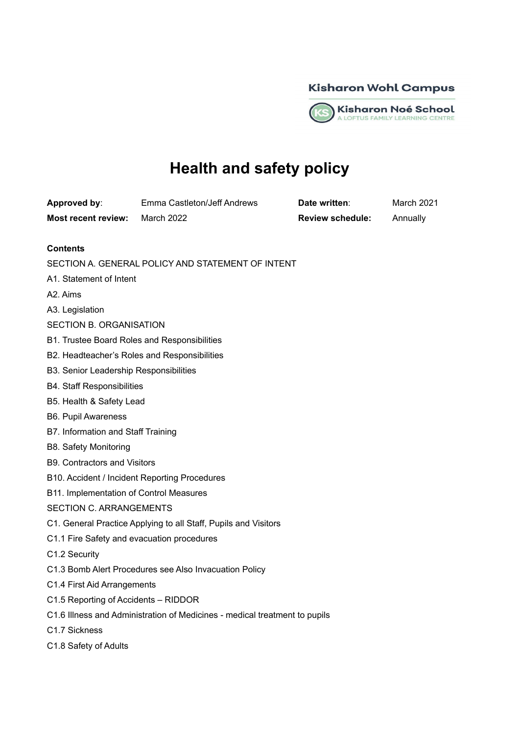Kisharon Wohl Campus

Kisharon Noé School
A LOFTUS FAMILY LEARNING CENTRE

# Health and safety policy

| | | | |
|---|---|---|---|
| **Approved by**: | Emma Castleton/Jeff Andrews | **Date written**: | March 2021 |
| **Most recent review:** | March 2022 | **Review schedule:** | Annually |

**Contents**

SECTION A. GENERAL POLICY AND STATEMENT OF INTENT

A1. Statement of Intent

A2. Aims

A3. Legislation

SECTION B. ORGANISATION

B1. Trustee Board Roles and Responsibilities

B2. Headteacher's Roles and Responsibilities

B3. Senior Leadership Responsibilities

B4. Staff Responsibilities

B5. Health & Safety Lead

B6. Pupil Awareness

B7. Information and Staff Training

B8. Safety Monitoring

B9. Contractors and Visitors

B10. Accident / Incident Reporting Procedures

B11. Implementation of Control Measures

SECTION C. ARRANGEMENTS

C1. General Practice Applying to all Staff, Pupils and Visitors

C1.1 Fire Safety and evacuation procedures

C1.2 Security

C1.3 Bomb Alert Procedures see Also Invacuation Policy

C1.4 First Aid Arrangements

C1.5 Reporting of Accidents – RIDDOR

C1.6 Illness and Administration of Medicines - medical treatment to pupils

C1.7 Sickness

C1.8 Safety of Adults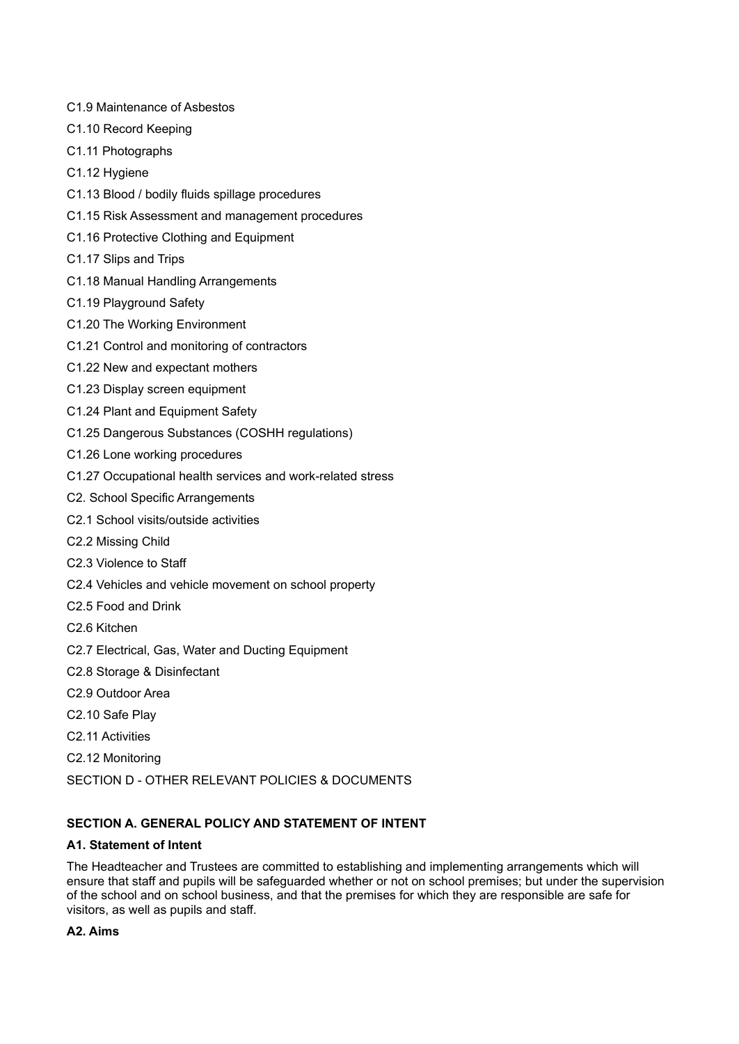C1.9 Maintenance of Asbestos

C1.10 Record Keeping

C1.11 Photographs

C1.12 Hygiene

C1.13 Blood / bodily fluids spillage procedures

C1.15 Risk Assessment and management procedures

C1.16 Protective Clothing and Equipment

C1.17 Slips and Trips

C1.18 Manual Handling Arrangements

C1.19 Playground Safety

C1.20 The Working Environment

C1.21 Control and monitoring of contractors

C1.22 New and expectant mothers

C1.23 Display screen equipment

C1.24 Plant and Equipment Safety

C1.25 Dangerous Substances (COSHH regulations)

C1.26 Lone working procedures

C1.27 Occupational health services and work-related stress

C2. School Specific Arrangements

C2.1 School visits/outside activities

C2.2 Missing Child

C2.3 Violence to Staff

C2.4 Vehicles and vehicle movement on school property

C2.5 Food and Drink

C2.6 Kitchen

C2.7 Electrical, Gas, Water and Ducting Equipment

C2.8 Storage & Disinfectant

C2.9 Outdoor Area

C2.10 Safe Play

C2.11 Activities

C2.12 Monitoring

SECTION D - OTHER RELEVANT POLICIES & DOCUMENTS

## SECTION A. GENERAL POLICY AND STATEMENT OF INTENT

### A1. Statement of Intent

The Headteacher and Trustees are committed to establishing and implementing arrangements which will ensure that staff and pupils will be safeguarded whether or not on school premises; but under the supervision of the school and on school business, and that the premises for which they are responsible are safe for visitors, as well as pupils and staff.

### A2. Aims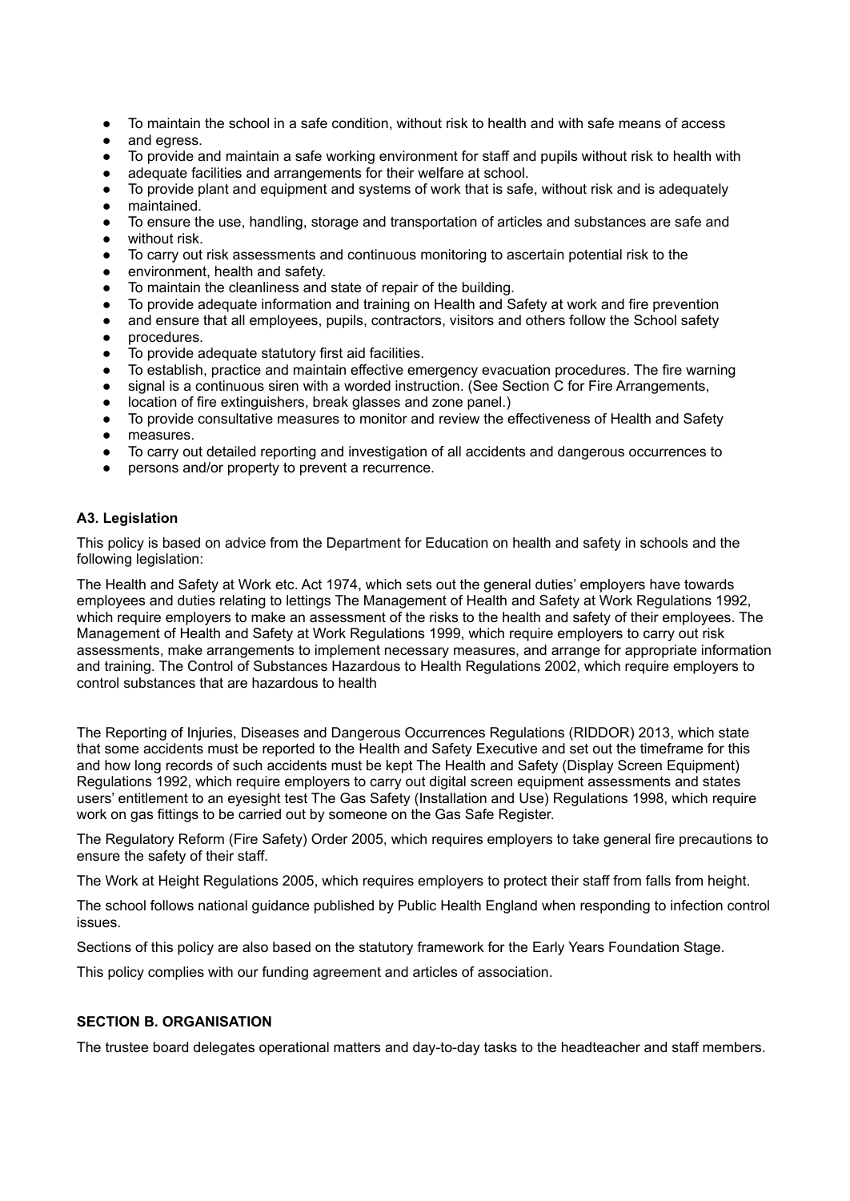- To maintain the school in a safe condition, without risk to health and with safe means of access
- and egress.
- To provide and maintain a safe working environment for staff and pupils without risk to health with
- adequate facilities and arrangements for their welfare at school.
- To provide plant and equipment and systems of work that is safe, without risk and is adequately
- maintained.
- To ensure the use, handling, storage and transportation of articles and substances are safe and
- without risk.
- To carry out risk assessments and continuous monitoring to ascertain potential risk to the
- environment, health and safety.
- To maintain the cleanliness and state of repair of the building.
- To provide adequate information and training on Health and Safety at work and fire prevention
- and ensure that all employees, pupils, contractors, visitors and others follow the School safety
- procedures.
- To provide adequate statutory first aid facilities.
- To establish, practice and maintain effective emergency evacuation procedures. The fire warning
- signal is a continuous siren with a worded instruction. (See Section C for Fire Arrangements,
- location of fire extinguishers, break glasses and zone panel.)
- To provide consultative measures to monitor and review the effectiveness of Health and Safety
- measures.
- To carry out detailed reporting and investigation of all accidents and dangerous occurrences to
- persons and/or property to prevent a recurrence.

**A3. Legislation**

This policy is based on advice from the Department for Education on health and safety in schools and the following legislation:

The Health and Safety at Work etc. Act 1974, which sets out the general duties' employers have towards employees and duties relating to lettings The Management of Health and Safety at Work Regulations 1992, which require employers to make an assessment of the risks to the health and safety of their employees. The Management of Health and Safety at Work Regulations 1999, which require employers to carry out risk assessments, make arrangements to implement necessary measures, and arrange for appropriate information and training. The Control of Substances Hazardous to Health Regulations 2002, which require employers to control substances that are hazardous to health

The Reporting of Injuries, Diseases and Dangerous Occurrences Regulations (RIDDOR) 2013, which state that some accidents must be reported to the Health and Safety Executive and set out the timeframe for this and how long records of such accidents must be kept The Health and Safety (Display Screen Equipment) Regulations 1992, which require employers to carry out digital screen equipment assessments and states users' entitlement to an eyesight test The Gas Safety (Installation and Use) Regulations 1998, which require work on gas fittings to be carried out by someone on the Gas Safe Register.

The Regulatory Reform (Fire Safety) Order 2005, which requires employers to take general fire precautions to ensure the safety of their staff.

The Work at Height Regulations 2005, which requires employers to protect their staff from falls from height.

The school follows national guidance published by Public Health England when responding to infection control issues.

Sections of this policy are also based on the statutory framework for the Early Years Foundation Stage.

This policy complies with our funding agreement and articles of association.

**SECTION B. ORGANISATION**

The trustee board delegates operational matters and day-to-day tasks to the headteacher and staff members.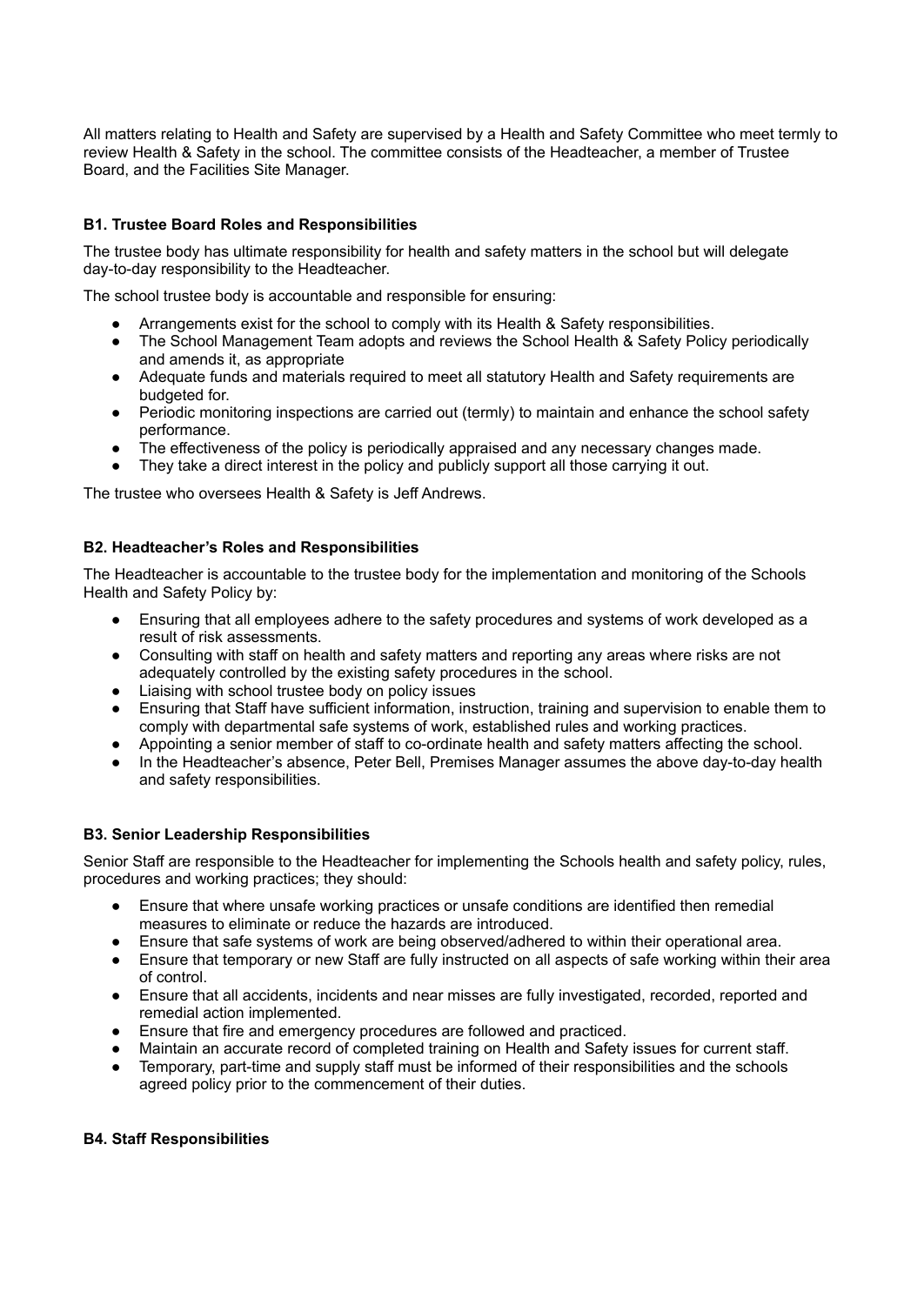All matters relating to Health and Safety are supervised by a Health and Safety Committee who meet termly to review Health & Safety in the school. The committee consists of the Headteacher, a member of Trustee Board, and the Facilities Site Manager.

### B1. Trustee Board Roles and Responsibilities

The trustee body has ultimate responsibility for health and safety matters in the school but will delegate day-to-day responsibility to the Headteacher.

The school trustee body is accountable and responsible for ensuring:

- Arrangements exist for the school to comply with its Health & Safety responsibilities.
- The School Management Team adopts and reviews the School Health & Safety Policy periodically and amends it, as appropriate
- Adequate funds and materials required to meet all statutory Health and Safety requirements are budgeted for.
- Periodic monitoring inspections are carried out (termly) to maintain and enhance the school safety performance.
- The effectiveness of the policy is periodically appraised and any necessary changes made.
- They take a direct interest in the policy and publicly support all those carrying it out.

The trustee who oversees Health & Safety is Jeff Andrews.

### B2. Headteacher's Roles and Responsibilities

The Headteacher is accountable to the trustee body for the implementation and monitoring of the Schools Health and Safety Policy by:

- Ensuring that all employees adhere to the safety procedures and systems of work developed as a result of risk assessments.
- Consulting with staff on health and safety matters and reporting any areas where risks are not adequately controlled by the existing safety procedures in the school.
- Liaising with school trustee body on policy issues
- Ensuring that Staff have sufficient information, instruction, training and supervision to enable them to comply with departmental safe systems of work, established rules and working practices.
- Appointing a senior member of staff to co-ordinate health and safety matters affecting the school.
- In the Headteacher's absence, Peter Bell, Premises Manager assumes the above day-to-day health and safety responsibilities.

### B3. Senior Leadership Responsibilities

Senior Staff are responsible to the Headteacher for implementing the Schools health and safety policy, rules, procedures and working practices; they should:

- Ensure that where unsafe working practices or unsafe conditions are identified then remedial measures to eliminate or reduce the hazards are introduced.
- Ensure that safe systems of work are being observed/adhered to within their operational area.
- Ensure that temporary or new Staff are fully instructed on all aspects of safe working within their area of control.
- Ensure that all accidents, incidents and near misses are fully investigated, recorded, reported and remedial action implemented.
- Ensure that fire and emergency procedures are followed and practiced.
- Maintain an accurate record of completed training on Health and Safety issues for current staff.
- Temporary, part-time and supply staff must be informed of their responsibilities and the schools agreed policy prior to the commencement of their duties.

### B4. Staff Responsibilities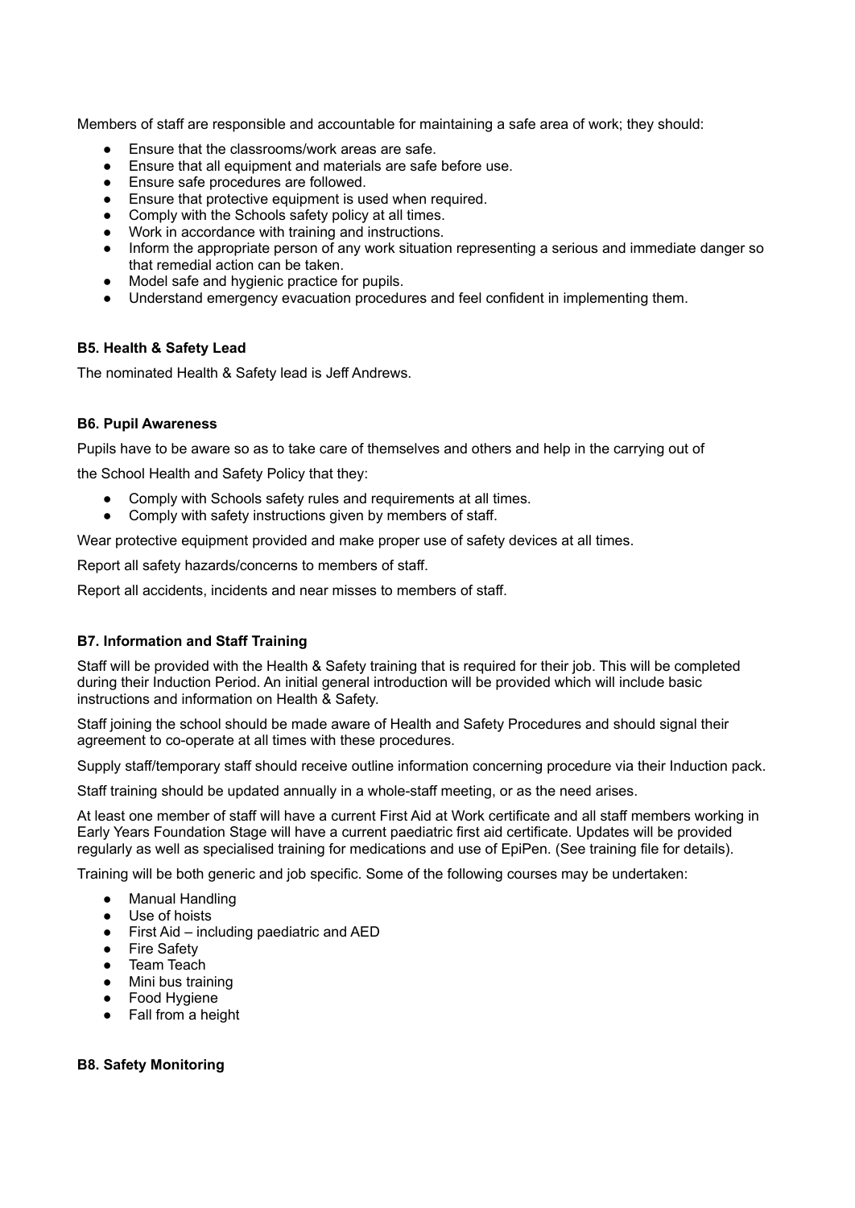Members of staff are responsible and accountable for maintaining a safe area of work; they should:

- Ensure that the classrooms/work areas are safe.
- Ensure that all equipment and materials are safe before use.
- Ensure safe procedures are followed.
- Ensure that protective equipment is used when required.
- Comply with the Schools safety policy at all times.
- Work in accordance with training and instructions.
- Inform the appropriate person of any work situation representing a serious and immediate danger so that remedial action can be taken.
- Model safe and hygienic practice for pupils.
- Understand emergency evacuation procedures and feel confident in implementing them.

**B5. Health & Safety Lead**

The nominated Health & Safety lead is Jeff Andrews.

**B6. Pupil Awareness**

Pupils have to be aware so as to take care of themselves and others and help in the carrying out of

the School Health and Safety Policy that they:

- Comply with Schools safety rules and requirements at all times.
- Comply with safety instructions given by members of staff.

Wear protective equipment provided and make proper use of safety devices at all times.

Report all safety hazards/concerns to members of staff.

Report all accidents, incidents and near misses to members of staff.

**B7. Information and Staff Training**

Staff will be provided with the Health & Safety training that is required for their job. This will be completed during their Induction Period. An initial general introduction will be provided which will include basic instructions and information on Health & Safety.

Staff joining the school should be made aware of Health and Safety Procedures and should signal their agreement to co-operate at all times with these procedures.

Supply staff/temporary staff should receive outline information concerning procedure via their Induction pack.

Staff training should be updated annually in a whole-staff meeting, or as the need arises.

At least one member of staff will have a current First Aid at Work certificate and all staff members working in Early Years Foundation Stage will have a current paediatric first aid certificate. Updates will be provided regularly as well as specialised training for medications and use of EpiPen. (See training file for details).

Training will be both generic and job specific. Some of the following courses may be undertaken:

- Manual Handling
- Use of hoists
- First Aid – including paediatric and AED
- Fire Safety
- Team Teach
- Mini bus training
- Food Hygiene
- Fall from a height

**B8. Safety Monitoring**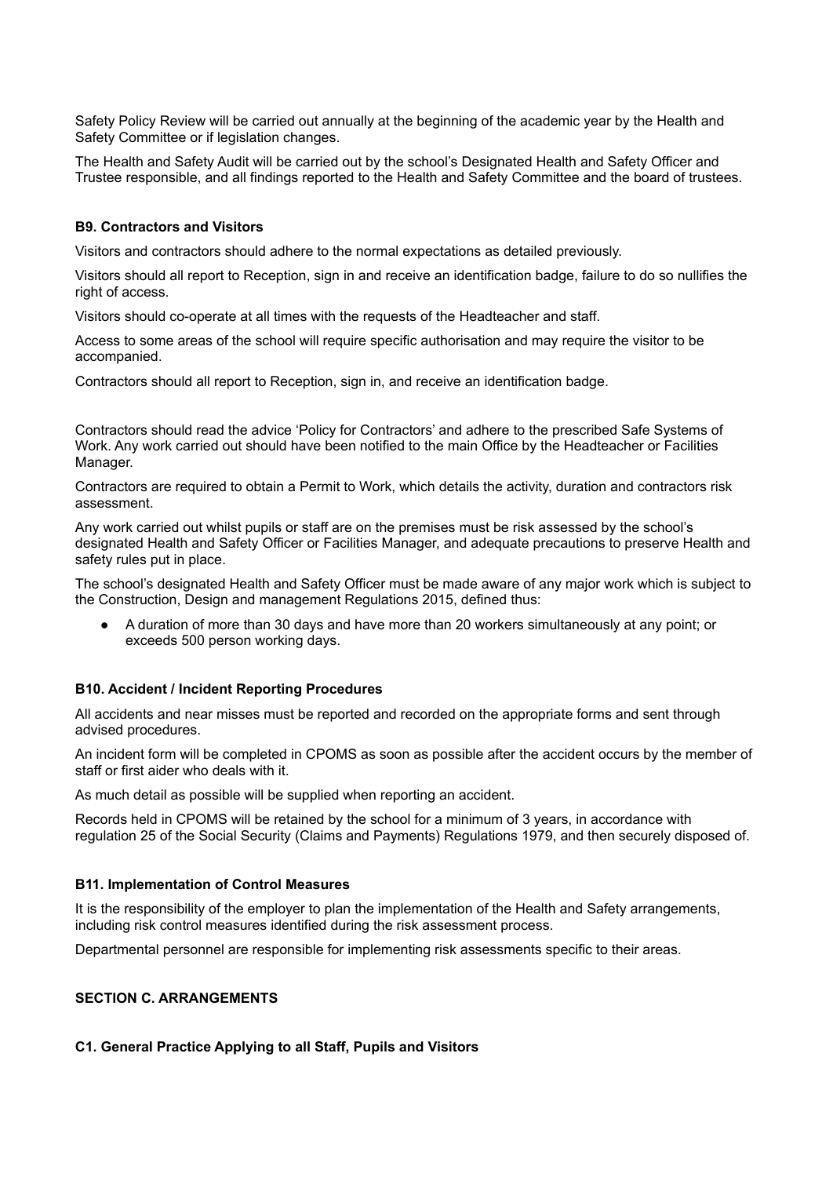Safety Policy Review will be carried out annually at the beginning of the academic year by the Health and Safety Committee or if legislation changes.

The Health and Safety Audit will be carried out by the school's Designated Health and Safety Officer and Trustee responsible, and all findings reported to the Health and Safety Committee and the board of trustees.

**B9. Contractors and Visitors**

Visitors and contractors should adhere to the normal expectations as detailed previously.

Visitors should all report to Reception, sign in and receive an identification badge, failure to do so nullifies the right of access.

Visitors should co-operate at all times with the requests of the Headteacher and staff.

Access to some areas of the school will require specific authorisation and may require the visitor to be accompanied.

Contractors should all report to Reception, sign in, and receive an identification badge.

Contractors should read the advice 'Policy for Contractors' and adhere to the prescribed Safe Systems of Work. Any work carried out should have been notified to the main Office by the Headteacher or Facilities Manager.

Contractors are required to obtain a Permit to Work, which details the activity, duration and contractors risk assessment.

Any work carried out whilst pupils or staff are on the premises must be risk assessed by the school's designated Health and Safety Officer or Facilities Manager, and adequate precautions to preserve Health and safety rules put in place.

The school's designated Health and Safety Officer must be made aware of any major work which is subject to the Construction, Design and management Regulations 2015, defined thus:

- A duration of more than 30 days and have more than 20 workers simultaneously at any point; or exceeds 500 person working days.

**B10. Accident / Incident Reporting Procedures**

All accidents and near misses must be reported and recorded on the appropriate forms and sent through advised procedures.

An incident form will be completed in CPOMS as soon as possible after the accident occurs by the member of staff or first aider who deals with it.

As much detail as possible will be supplied when reporting an accident.

Records held in CPOMS will be retained by the school for a minimum of 3 years, in accordance with regulation 25 of the Social Security (Claims and Payments) Regulations 1979, and then securely disposed of.

**B11. Implementation of Control Measures**

It is the responsibility of the employer to plan the implementation of the Health and Safety arrangements, including risk control measures identified during the risk assessment process.

Departmental personnel are responsible for implementing risk assessments specific to their areas.

**SECTION C. ARRANGEMENTS**

**C1. General Practice Applying to all Staff, Pupils and Visitors**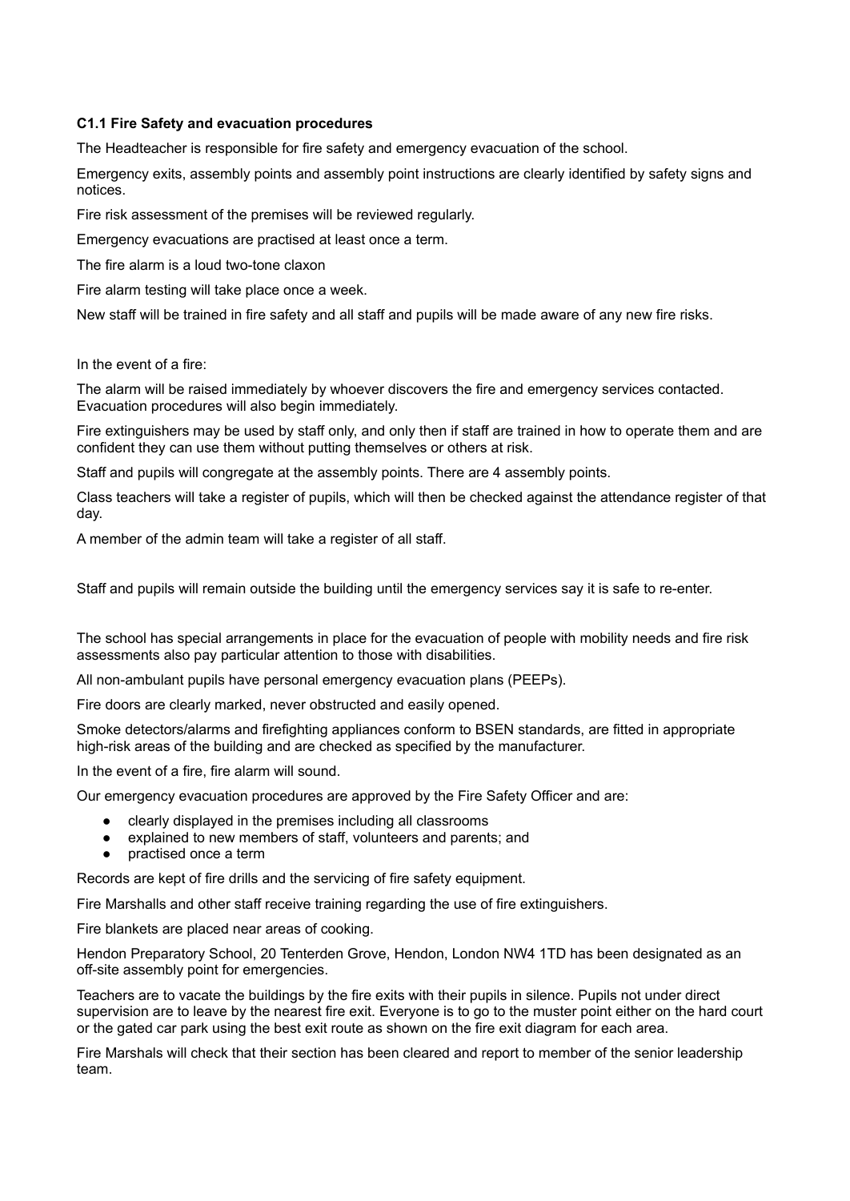### C1.1 Fire Safety and evacuation procedures

The Headteacher is responsible for fire safety and emergency evacuation of the school.

Emergency exits, assembly points and assembly point instructions are clearly identified by safety signs and notices.

Fire risk assessment of the premises will be reviewed regularly.

Emergency evacuations are practised at least once a term.

The fire alarm is a loud two-tone claxon

Fire alarm testing will take place once a week.

New staff will be trained in fire safety and all staff and pupils will be made aware of any new fire risks.

In the event of a fire:

The alarm will be raised immediately by whoever discovers the fire and emergency services contacted. Evacuation procedures will also begin immediately.

Fire extinguishers may be used by staff only, and only then if staff are trained in how to operate them and are confident they can use them without putting themselves or others at risk.

Staff and pupils will congregate at the assembly points. There are 4 assembly points.

Class teachers will take a register of pupils, which will then be checked against the attendance register of that day.

A member of the admin team will take a register of all staff.

Staff and pupils will remain outside the building until the emergency services say it is safe to re-enter.

The school has special arrangements in place for the evacuation of people with mobility needs and fire risk assessments also pay particular attention to those with disabilities.

All non-ambulant pupils have personal emergency evacuation plans (PEEPs).

Fire doors are clearly marked, never obstructed and easily opened.

Smoke detectors/alarms and firefighting appliances conform to BSEN standards, are fitted in appropriate high-risk areas of the building and are checked as specified by the manufacturer.

In the event of a fire, fire alarm will sound.

Our emergency evacuation procedures are approved by the Fire Safety Officer and are:

- clearly displayed in the premises including all classrooms
- explained to new members of staff, volunteers and parents; and
- practised once a term

Records are kept of fire drills and the servicing of fire safety equipment.

Fire Marshalls and other staff receive training regarding the use of fire extinguishers.

Fire blankets are placed near areas of cooking.

Hendon Preparatory School, 20 Tenterden Grove, Hendon, London NW4 1TD has been designated as an off-site assembly point for emergencies.

Teachers are to vacate the buildings by the fire exits with their pupils in silence. Pupils not under direct supervision are to leave by the nearest fire exit. Everyone is to go to the muster point either on the hard court or the gated car park using the best exit route as shown on the fire exit diagram for each area.

Fire Marshals will check that their section has been cleared and report to member of the senior leadership team.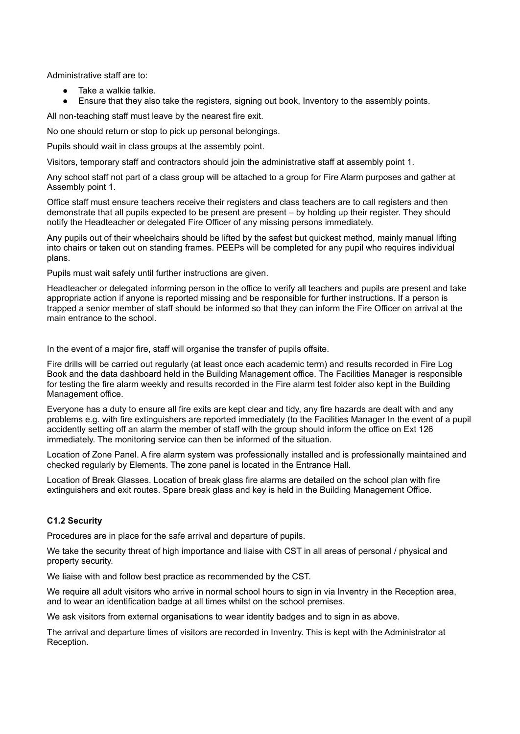Administrative staff are to:

- Take a walkie talkie.
- Ensure that they also take the registers, signing out book, Inventory to the assembly points.

All non-teaching staff must leave by the nearest fire exit.

No one should return or stop to pick up personal belongings.

Pupils should wait in class groups at the assembly point.

Visitors, temporary staff and contractors should join the administrative staff at assembly point 1.

Any school staff not part of a class group will be attached to a group for Fire Alarm purposes and gather at Assembly point 1.

Office staff must ensure teachers receive their registers and class teachers are to call registers and then demonstrate that all pupils expected to be present are present – by holding up their register. They should notify the Headteacher or delegated Fire Officer of any missing persons immediately.

Any pupils out of their wheelchairs should be lifted by the safest but quickest method, mainly manual lifting into chairs or taken out on standing frames. PEEPs will be completed for any pupil who requires individual plans.

Pupils must wait safely until further instructions are given.

Headteacher or delegated informing person in the office to verify all teachers and pupils are present and take appropriate action if anyone is reported missing and be responsible for further instructions. If a person is trapped a senior member of staff should be informed so that they can inform the Fire Officer on arrival at the main entrance to the school.

In the event of a major fire, staff will organise the transfer of pupils offsite.

Fire drills will be carried out regularly (at least once each academic term) and results recorded in Fire Log Book and the data dashboard held in the Building Management office. The Facilities Manager is responsible for testing the fire alarm weekly and results recorded in the Fire alarm test folder also kept in the Building Management office.

Everyone has a duty to ensure all fire exits are kept clear and tidy, any fire hazards are dealt with and any problems e.g. with fire extinguishers are reported immediately (to the Facilities Manager In the event of a pupil accidently setting off an alarm the member of staff with the group should inform the office on Ext 126 immediately. The monitoring service can then be informed of the situation.

Location of Zone Panel. A fire alarm system was professionally installed and is professionally maintained and checked regularly by Elements. The zone panel is located in the Entrance Hall.

Location of Break Glasses. Location of break glass fire alarms are detailed on the school plan with fire extinguishers and exit routes. Spare break glass and key is held in the Building Management Office.

**C1.2 Security**

Procedures are in place for the safe arrival and departure of pupils.

We take the security threat of high importance and liaise with CST in all areas of personal / physical and property security.

We liaise with and follow best practice as recommended by the CST.

We require all adult visitors who arrive in normal school hours to sign in via Inventry in the Reception area, and to wear an identification badge at all times whilst on the school premises.

We ask visitors from external organisations to wear identity badges and to sign in as above.

The arrival and departure times of visitors are recorded in Inventry. This is kept with the Administrator at Reception.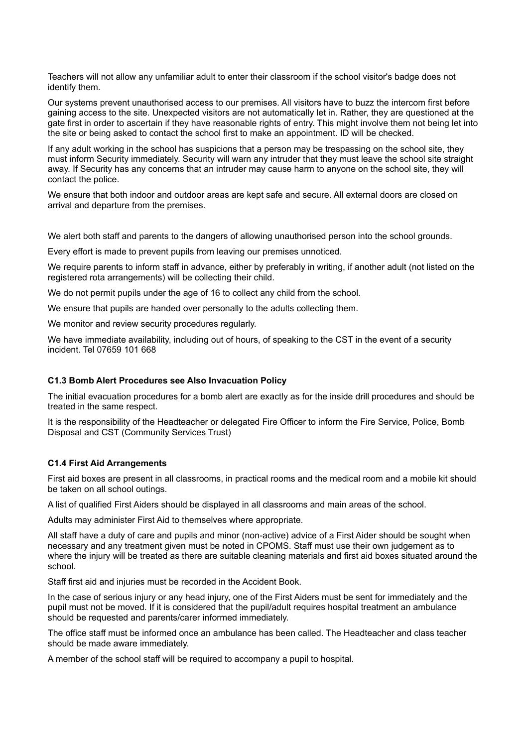Teachers will not allow any unfamiliar adult to enter their classroom if the school visitor's badge does not identify them.

Our systems prevent unauthorised access to our premises. All visitors have to buzz the intercom first before gaining access to the site. Unexpected visitors are not automatically let in. Rather, they are questioned at the gate first in order to ascertain if they have reasonable rights of entry. This might involve them not being let into the site or being asked to contact the school first to make an appointment. ID will be checked.

If any adult working in the school has suspicions that a person may be trespassing on the school site, they must inform Security immediately. Security will warn any intruder that they must leave the school site straight away. If Security has any concerns that an intruder may cause harm to anyone on the school site, they will contact the police.

We ensure that both indoor and outdoor areas are kept safe and secure. All external doors are closed on arrival and departure from the premises.

We alert both staff and parents to the dangers of allowing unauthorised person into the school grounds.

Every effort is made to prevent pupils from leaving our premises unnoticed.

We require parents to inform staff in advance, either by preferably in writing, if another adult (not listed on the registered rota arrangements) will be collecting their child.

We do not permit pupils under the age of 16 to collect any child from the school.

We ensure that pupils are handed over personally to the adults collecting them.

We monitor and review security procedures regularly.

We have immediate availability, including out of hours, of speaking to the CST in the event of a security incident. Tel 07659 101 668

#### C1.3 Bomb Alert Procedures see Also Invacuation Policy

The initial evacuation procedures for a bomb alert are exactly as for the inside drill procedures and should be treated in the same respect.

It is the responsibility of the Headteacher or delegated Fire Officer to inform the Fire Service, Police, Bomb Disposal and CST (Community Services Trust)

#### C1.4 First Aid Arrangements

First aid boxes are present in all classrooms, in practical rooms and the medical room and a mobile kit should be taken on all school outings.

A list of qualified First Aiders should be displayed in all classrooms and main areas of the school.

Adults may administer First Aid to themselves where appropriate.

All staff have a duty of care and pupils and minor (non-active) advice of a First Aider should be sought when necessary and any treatment given must be noted in CPOMS. Staff must use their own judgement as to where the injury will be treated as there are suitable cleaning materials and first aid boxes situated around the school.

Staff first aid and injuries must be recorded in the Accident Book.

In the case of serious injury or any head injury, one of the First Aiders must be sent for immediately and the pupil must not be moved. If it is considered that the pupil/adult requires hospital treatment an ambulance should be requested and parents/carer informed immediately.

The office staff must be informed once an ambulance has been called. The Headteacher and class teacher should be made aware immediately.

A member of the school staff will be required to accompany a pupil to hospital.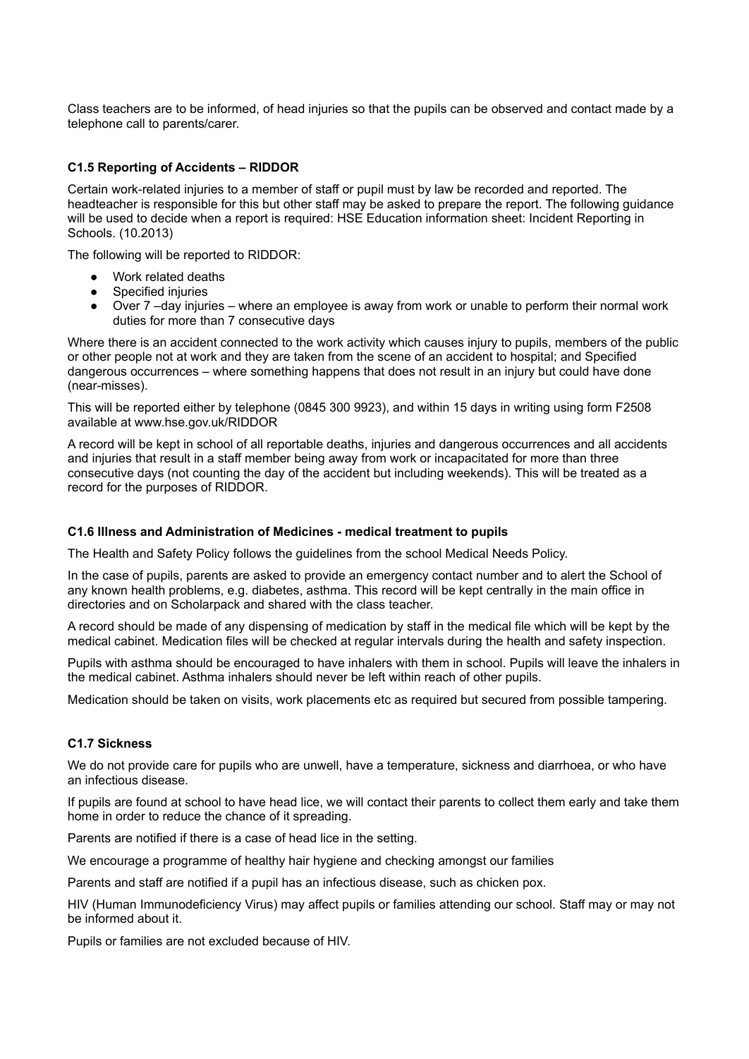Class teachers are to be informed, of head injuries so that the pupils can be observed and contact made by a telephone call to parents/carer.

### C1.5 Reporting of Accidents – RIDDOR

Certain work-related injuries to a member of staff or pupil must by law be recorded and reported. The headteacher is responsible for this but other staff may be asked to prepare the report. The following guidance will be used to decide when a report is required: HSE Education information sheet: Incident Reporting in Schools. (10.2013)

The following will be reported to RIDDOR:

- Work related deaths
- Specified injuries
- Over 7 –day injuries – where an employee is away from work or unable to perform their normal work duties for more than 7 consecutive days

Where there is an accident connected to the work activity which causes injury to pupils, members of the public or other people not at work and they are taken from the scene of an accident to hospital; and Specified dangerous occurrences – where something happens that does not result in an injury but could have done (near-misses).

This will be reported either by telephone (0845 300 9923), and within 15 days in writing using form F2508 available at www.hse.gov.uk/RIDDOR

A record will be kept in school of all reportable deaths, injuries and dangerous occurrences and all accidents and injuries that result in a staff member being away from work or incapacitated for more than three consecutive days (not counting the day of the accident but including weekends). This will be treated as a record for the purposes of RIDDOR.

### C1.6 Illness and Administration of Medicines - medical treatment to pupils

The Health and Safety Policy follows the guidelines from the school Medical Needs Policy.

In the case of pupils, parents are asked to provide an emergency contact number and to alert the School of any known health problems, e.g. diabetes, asthma. This record will be kept centrally in the main office in directories and on Scholarpack and shared with the class teacher.

A record should be made of any dispensing of medication by staff in the medical file which will be kept by the medical cabinet. Medication files will be checked at regular intervals during the health and safety inspection.

Pupils with asthma should be encouraged to have inhalers with them in school. Pupils will leave the inhalers in the medical cabinet. Asthma inhalers should never be left within reach of other pupils.

Medication should be taken on visits, work placements etc as required but secured from possible tampering.

### C1.7 Sickness

We do not provide care for pupils who are unwell, have a temperature, sickness and diarrhoea, or who have an infectious disease.

If pupils are found at school to have head lice, we will contact their parents to collect them early and take them home in order to reduce the chance of it spreading.

Parents are notified if there is a case of head lice in the setting.

We encourage a programme of healthy hair hygiene and checking amongst our families

Parents and staff are notified if a pupil has an infectious disease, such as chicken pox.

HIV (Human Immunodeficiency Virus) may affect pupils or families attending our school. Staff may or may not be informed about it.

Pupils or families are not excluded because of HIV.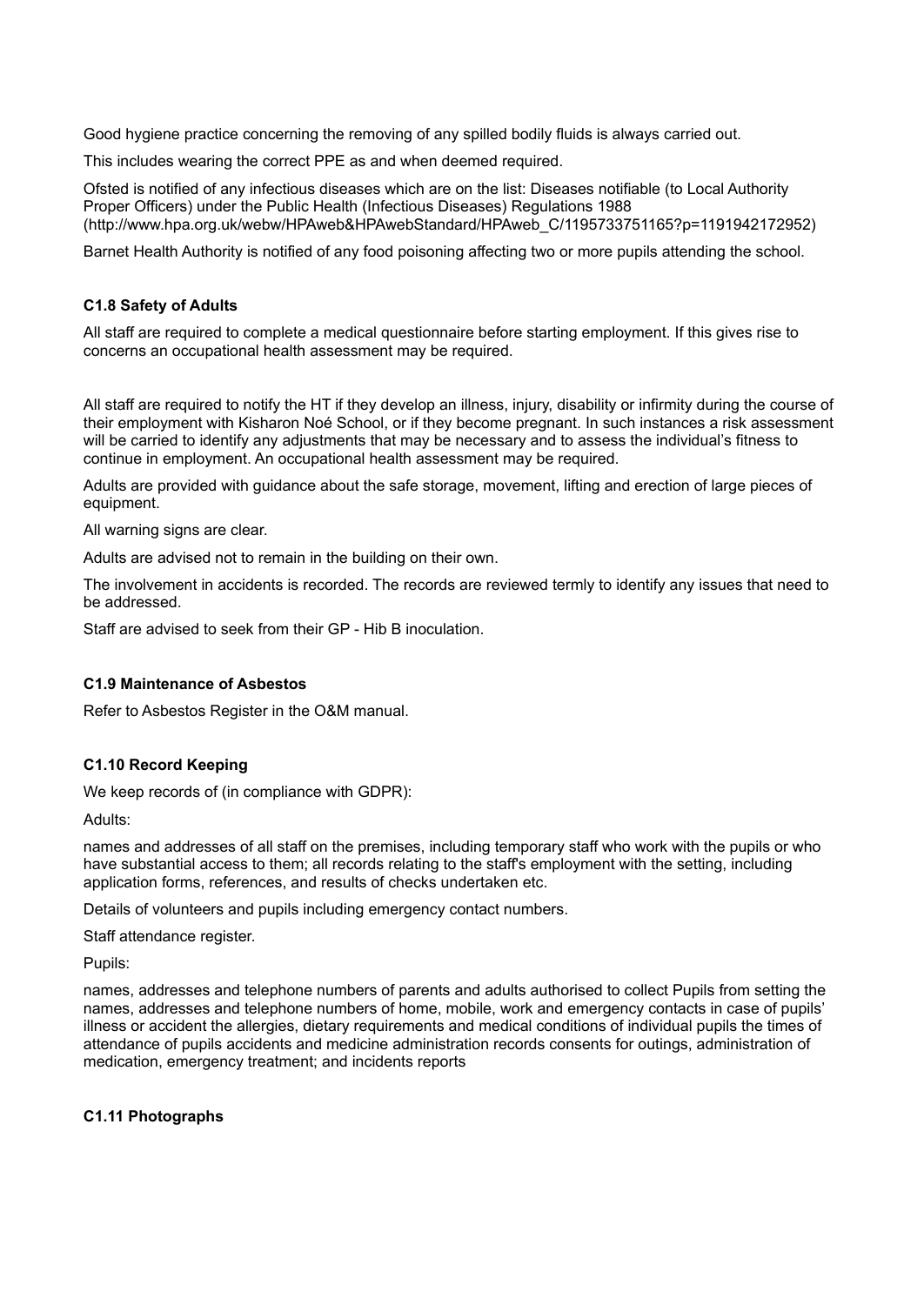Good hygiene practice concerning the removing of any spilled bodily fluids is always carried out.

This includes wearing the correct PPE as and when deemed required.

Ofsted is notified of any infectious diseases which are on the list: Diseases notifiable (to Local Authority Proper Officers) under the Public Health (Infectious Diseases) Regulations 1988 (http://www.hpa.org.uk/webw/HPAweb&HPAwebStandard/HPAweb_C/1195733751165?p=1191942172952)

Barnet Health Authority is notified of any food poisoning affecting two or more pupils attending the school.

#### C1.8 Safety of Adults

All staff are required to complete a medical questionnaire before starting employment. If this gives rise to concerns an occupational health assessment may be required.

All staff are required to notify the HT if they develop an illness, injury, disability or infirmity during the course of their employment with Kisharon Noé School, or if they become pregnant. In such instances a risk assessment will be carried to identify any adjustments that may be necessary and to assess the individual's fitness to continue in employment. An occupational health assessment may be required.

Adults are provided with guidance about the safe storage, movement, lifting and erection of large pieces of equipment.

All warning signs are clear.

Adults are advised not to remain in the building on their own.

The involvement in accidents is recorded. The records are reviewed termly to identify any issues that need to be addressed.

Staff are advised to seek from their GP - Hib B inoculation.

#### C1.9 Maintenance of Asbestos

Refer to Asbestos Register in the O&M manual.

#### C1.10 Record Keeping

We keep records of (in compliance with GDPR):

Adults:

names and addresses of all staff on the premises, including temporary staff who work with the pupils or who have substantial access to them; all records relating to the staff's employment with the setting, including application forms, references, and results of checks undertaken etc.

Details of volunteers and pupils including emergency contact numbers.

Staff attendance register.

Pupils:

names, addresses and telephone numbers of parents and adults authorised to collect Pupils from setting the names, addresses and telephone numbers of home, mobile, work and emergency contacts in case of pupils' illness or accident the allergies, dietary requirements and medical conditions of individual pupils the times of attendance of pupils accidents and medicine administration records consents for outings, administration of medication, emergency treatment; and incidents reports

#### C1.11 Photographs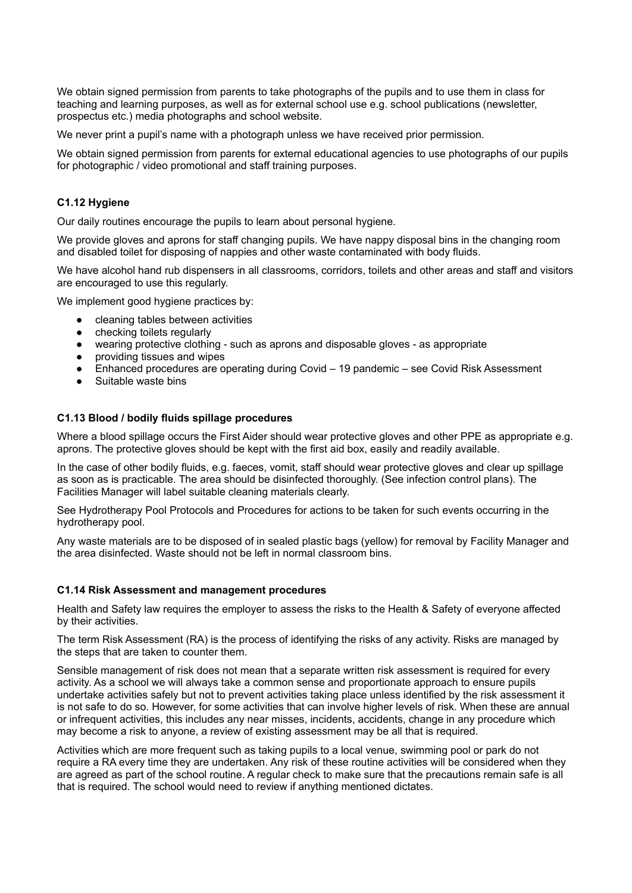We obtain signed permission from parents to take photographs of the pupils and to use them in class for teaching and learning purposes, as well as for external school use e.g. school publications (newsletter, prospectus etc.) media photographs and school website.

We never print a pupil's name with a photograph unless we have received prior permission.

We obtain signed permission from parents for external educational agencies to use photographs of our pupils for photographic / video promotional and staff training purposes.

### C1.12 Hygiene

Our daily routines encourage the pupils to learn about personal hygiene.

We provide gloves and aprons for staff changing pupils. We have nappy disposal bins in the changing room and disabled toilet for disposing of nappies and other waste contaminated with body fluids.

We have alcohol hand rub dispensers in all classrooms, corridors, toilets and other areas and staff and visitors are encouraged to use this regularly.

We implement good hygiene practices by:

- cleaning tables between activities
- checking toilets regularly
- wearing protective clothing - such as aprons and disposable gloves - as appropriate
- providing tissues and wipes
- Enhanced procedures are operating during Covid – 19 pandemic – see Covid Risk Assessment
- Suitable waste bins

### C1.13 Blood / bodily fluids spillage procedures

Where a blood spillage occurs the First Aider should wear protective gloves and other PPE as appropriate e.g. aprons. The protective gloves should be kept with the first aid box, easily and readily available.

In the case of other bodily fluids, e.g. faeces, vomit, staff should wear protective gloves and clear up spillage as soon as is practicable. The area should be disinfected thoroughly. (See infection control plans). The Facilities Manager will label suitable cleaning materials clearly.

See Hydrotherapy Pool Protocols and Procedures for actions to be taken for such events occurring in the hydrotherapy pool.

Any waste materials are to be disposed of in sealed plastic bags (yellow) for removal by Facility Manager and the area disinfected. Waste should not be left in normal classroom bins.

### C1.14 Risk Assessment and management procedures

Health and Safety law requires the employer to assess the risks to the Health & Safety of everyone affected by their activities.

The term Risk Assessment (RA) is the process of identifying the risks of any activity. Risks are managed by the steps that are taken to counter them.

Sensible management of risk does not mean that a separate written risk assessment is required for every activity. As a school we will always take a common sense and proportionate approach to ensure pupils undertake activities safely but not to prevent activities taking place unless identified by the risk assessment it is not safe to do so. However, for some activities that can involve higher levels of risk. When these are annual or infrequent activities, this includes any near misses, incidents, accidents, change in any procedure which may become a risk to anyone, a review of existing assessment may be all that is required.

Activities which are more frequent such as taking pupils to a local venue, swimming pool or park do not require a RA every time they are undertaken. Any risk of these routine activities will be considered when they are agreed as part of the school routine. A regular check to make sure that the precautions remain safe is all that is required. The school would need to review if anything mentioned dictates.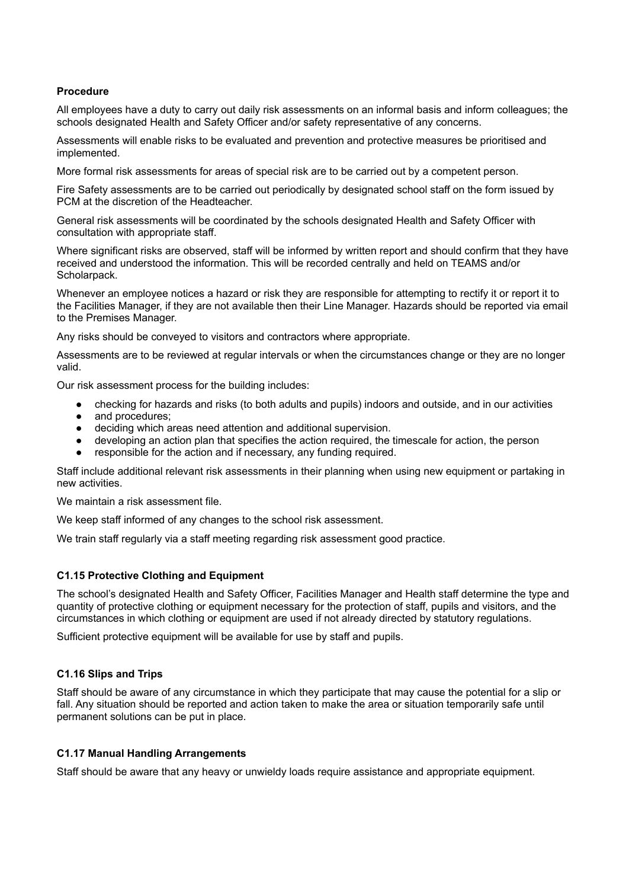**Procedure**

All employees have a duty to carry out daily risk assessments on an informal basis and inform colleagues; the schools designated Health and Safety Officer and/or safety representative of any concerns.

Assessments will enable risks to be evaluated and prevention and protective measures be prioritised and implemented.

More formal risk assessments for areas of special risk are to be carried out by a competent person.

Fire Safety assessments are to be carried out periodically by designated school staff on the form issued by PCM at the discretion of the Headteacher.

General risk assessments will be coordinated by the schools designated Health and Safety Officer with consultation with appropriate staff.

Where significant risks are observed, staff will be informed by written report and should confirm that they have received and understood the information. This will be recorded centrally and held on TEAMS and/or Scholarpack.

Whenever an employee notices a hazard or risk they are responsible for attempting to rectify it or report it to the Facilities Manager, if they are not available then their Line Manager. Hazards should be reported via email to the Premises Manager.

Any risks should be conveyed to visitors and contractors where appropriate.

Assessments are to be reviewed at regular intervals or when the circumstances change or they are no longer valid.

Our risk assessment process for the building includes:

- checking for hazards and risks (to both adults and pupils) indoors and outside, and in our activities
- and procedures;
- deciding which areas need attention and additional supervision.
- developing an action plan that specifies the action required, the timescale for action, the person
- responsible for the action and if necessary, any funding required.

Staff include additional relevant risk assessments in their planning when using new equipment or partaking in new activities.

We maintain a risk assessment file.

We keep staff informed of any changes to the school risk assessment.

We train staff regularly via a staff meeting regarding risk assessment good practice.

### C1.15 Protective Clothing and Equipment

The school's designated Health and Safety Officer, Facilities Manager and Health staff determine the type and quantity of protective clothing or equipment necessary for the protection of staff, pupils and visitors, and the circumstances in which clothing or equipment are used if not already directed by statutory regulations.

Sufficient protective equipment will be available for use by staff and pupils.

### C1.16 Slips and Trips

Staff should be aware of any circumstance in which they participate that may cause the potential for a slip or fall. Any situation should be reported and action taken to make the area or situation temporarily safe until permanent solutions can be put in place.

### C1.17 Manual Handling Arrangements

Staff should be aware that any heavy or unwieldy loads require assistance and appropriate equipment.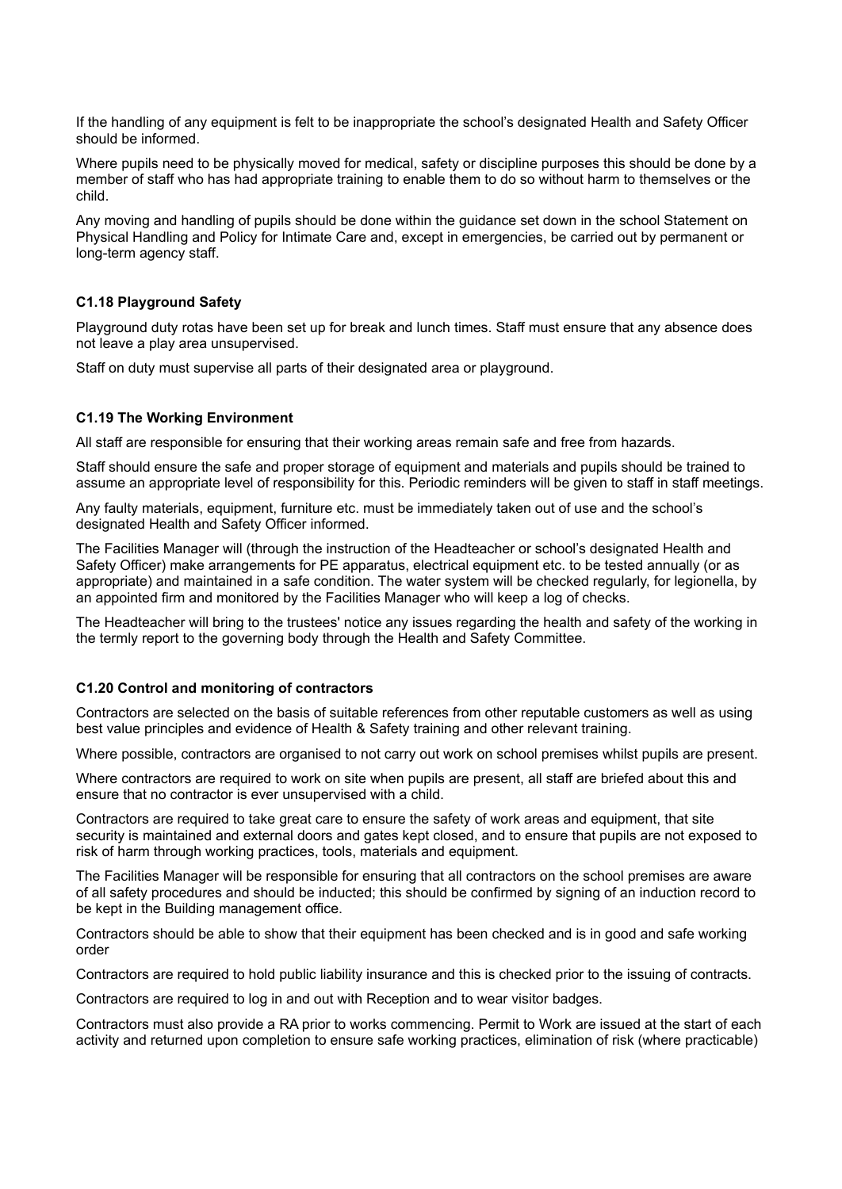If the handling of any equipment is felt to be inappropriate the school's designated Health and Safety Officer should be informed.

Where pupils need to be physically moved for medical, safety or discipline purposes this should be done by a member of staff who has had appropriate training to enable them to do so without harm to themselves or the child.

Any moving and handling of pupils should be done within the guidance set down in the school Statement on Physical Handling and Policy for Intimate Care and, except in emergencies, be carried out by permanent or long-term agency staff.

### C1.18 Playground Safety

Playground duty rotas have been set up for break and lunch times. Staff must ensure that any absence does not leave a play area unsupervised.

Staff on duty must supervise all parts of their designated area or playground.

### C1.19 The Working Environment

All staff are responsible for ensuring that their working areas remain safe and free from hazards.

Staff should ensure the safe and proper storage of equipment and materials and pupils should be trained to assume an appropriate level of responsibility for this. Periodic reminders will be given to staff in staff meetings.

Any faulty materials, equipment, furniture etc. must be immediately taken out of use and the school's designated Health and Safety Officer informed.

The Facilities Manager will (through the instruction of the Headteacher or school's designated Health and Safety Officer) make arrangements for PE apparatus, electrical equipment etc. to be tested annually (or as appropriate) and maintained in a safe condition. The water system will be checked regularly, for legionella, by an appointed firm and monitored by the Facilities Manager who will keep a log of checks.

The Headteacher will bring to the trustees' notice any issues regarding the health and safety of the working in the termly report to the governing body through the Health and Safety Committee.

### C1.20 Control and monitoring of contractors

Contractors are selected on the basis of suitable references from other reputable customers as well as using best value principles and evidence of Health & Safety training and other relevant training.

Where possible, contractors are organised to not carry out work on school premises whilst pupils are present.

Where contractors are required to work on site when pupils are present, all staff are briefed about this and ensure that no contractor is ever unsupervised with a child.

Contractors are required to take great care to ensure the safety of work areas and equipment, that site security is maintained and external doors and gates kept closed, and to ensure that pupils are not exposed to risk of harm through working practices, tools, materials and equipment.

The Facilities Manager will be responsible for ensuring that all contractors on the school premises are aware of all safety procedures and should be inducted; this should be confirmed by signing of an induction record to be kept in the Building management office.

Contractors should be able to show that their equipment has been checked and is in good and safe working order

Contractors are required to hold public liability insurance and this is checked prior to the issuing of contracts.

Contractors are required to log in and out with Reception and to wear visitor badges.

Contractors must also provide a RA prior to works commencing. Permit to Work are issued at the start of each activity and returned upon completion to ensure safe working practices, elimination of risk (where practicable)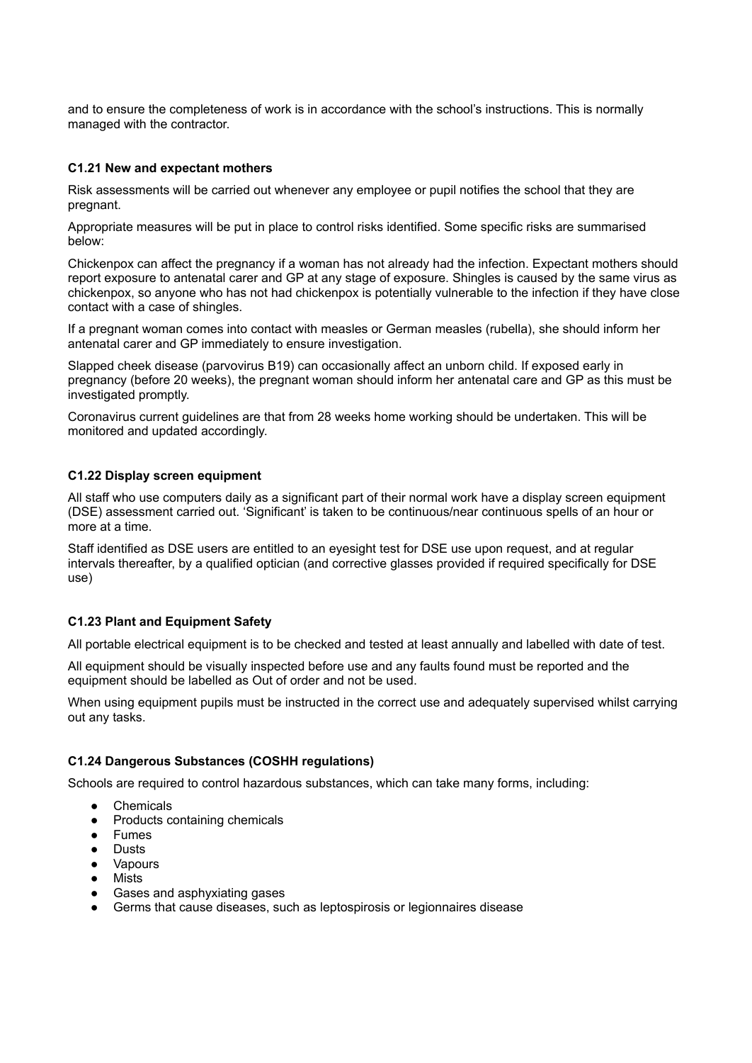and to ensure the completeness of work is in accordance with the school's instructions. This is normally managed with the contractor.

### C1.21 New and expectant mothers

Risk assessments will be carried out whenever any employee or pupil notifies the school that they are pregnant.

Appropriate measures will be put in place to control risks identified. Some specific risks are summarised below:

Chickenpox can affect the pregnancy if a woman has not already had the infection. Expectant mothers should report exposure to antenatal carer and GP at any stage of exposure. Shingles is caused by the same virus as chickenpox, so anyone who has not had chickenpox is potentially vulnerable to the infection if they have close contact with a case of shingles.

If a pregnant woman comes into contact with measles or German measles (rubella), she should inform her antenatal carer and GP immediately to ensure investigation.

Slapped cheek disease (parvovirus B19) can occasionally affect an unborn child. If exposed early in pregnancy (before 20 weeks), the pregnant woman should inform her antenatal care and GP as this must be investigated promptly.

Coronavirus current guidelines are that from 28 weeks home working should be undertaken. This will be monitored and updated accordingly.

### C1.22 Display screen equipment

All staff who use computers daily as a significant part of their normal work have a display screen equipment (DSE) assessment carried out. 'Significant' is taken to be continuous/near continuous spells of an hour or more at a time.

Staff identified as DSE users are entitled to an eyesight test for DSE use upon request, and at regular intervals thereafter, by a qualified optician (and corrective glasses provided if required specifically for DSE use)

### C1.23 Plant and Equipment Safety

All portable electrical equipment is to be checked and tested at least annually and labelled with date of test.

All equipment should be visually inspected before use and any faults found must be reported and the equipment should be labelled as Out of order and not be used.

When using equipment pupils must be instructed in the correct use and adequately supervised whilst carrying out any tasks.

### C1.24 Dangerous Substances (COSHH regulations)

Schools are required to control hazardous substances, which can take many forms, including:

- Chemicals
- Products containing chemicals
- Fumes
- Dusts
- Vapours
- Mists
- Gases and asphyxiating gases
- Germs that cause diseases, such as leptospirosis or legionnaires disease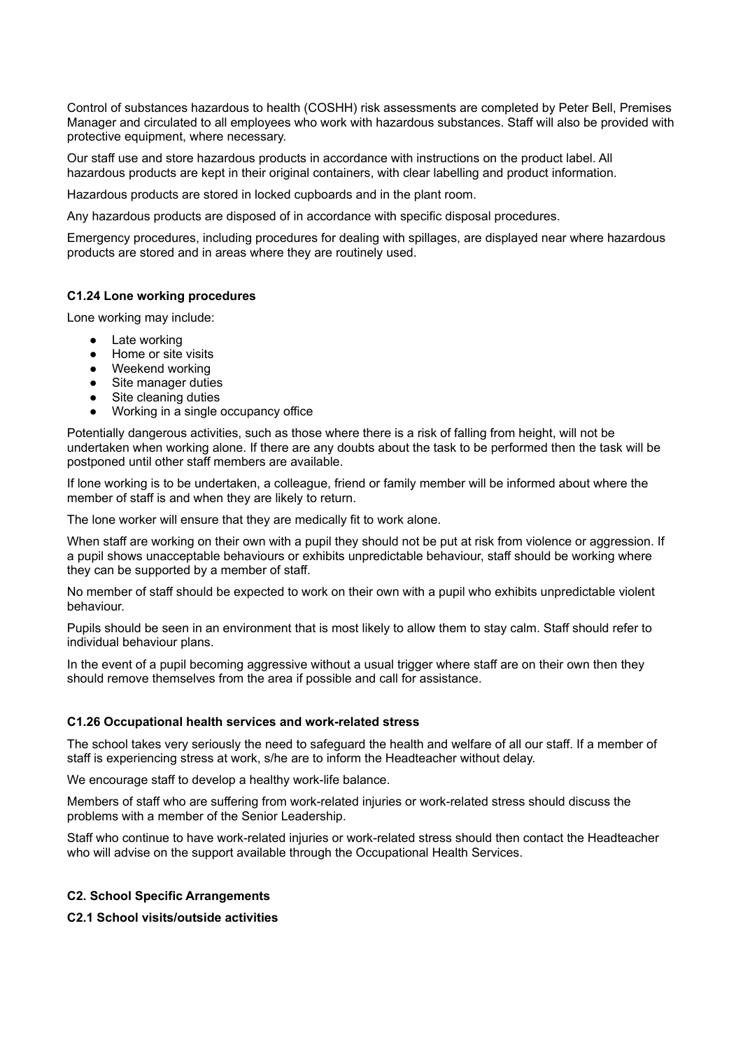Control of substances hazardous to health (COSHH) risk assessments are completed by Peter Bell, Premises Manager and circulated to all employees who work with hazardous substances. Staff will also be provided with protective equipment, where necessary.

Our staff use and store hazardous products in accordance with instructions on the product label. All hazardous products are kept in their original containers, with clear labelling and product information.

Hazardous products are stored in locked cupboards and in the plant room.

Any hazardous products are disposed of in accordance with specific disposal procedures.

Emergency procedures, including procedures for dealing with spillages, are displayed near where hazardous products are stored and in areas where they are routinely used.

### C1.24 Lone working procedures

Lone working may include:

- Late working
- Home or site visits
- Weekend working
- Site manager duties
- Site cleaning duties
- Working in a single occupancy office

Potentially dangerous activities, such as those where there is a risk of falling from height, will not be undertaken when working alone. If there are any doubts about the task to be performed then the task will be postponed until other staff members are available.

If lone working is to be undertaken, a colleague, friend or family member will be informed about where the member of staff is and when they are likely to return.

The lone worker will ensure that they are medically fit to work alone.

When staff are working on their own with a pupil they should not be put at risk from violence or aggression. If a pupil shows unacceptable behaviours or exhibits unpredictable behaviour, staff should be working where they can be supported by a member of staff.

No member of staff should be expected to work on their own with a pupil who exhibits unpredictable violent behaviour.

Pupils should be seen in an environment that is most likely to allow them to stay calm. Staff should refer to individual behaviour plans.

In the event of a pupil becoming aggressive without a usual trigger where staff are on their own then they should remove themselves from the area if possible and call for assistance.

### C1.26 Occupational health services and work-related stress

The school takes very seriously the need to safeguard the health and welfare of all our staff. If a member of staff is experiencing stress at work, s/he are to inform the Headteacher without delay.

We encourage staff to develop a healthy work-life balance.

Members of staff who are suffering from work-related injuries or work-related stress should discuss the problems with a member of the Senior Leadership.

Staff who continue to have work-related injuries or work-related stress should then contact the Headteacher who will advise on the support available through the Occupational Health Services.

## C2. School Specific Arrangements

### C2.1 School visits/outside activities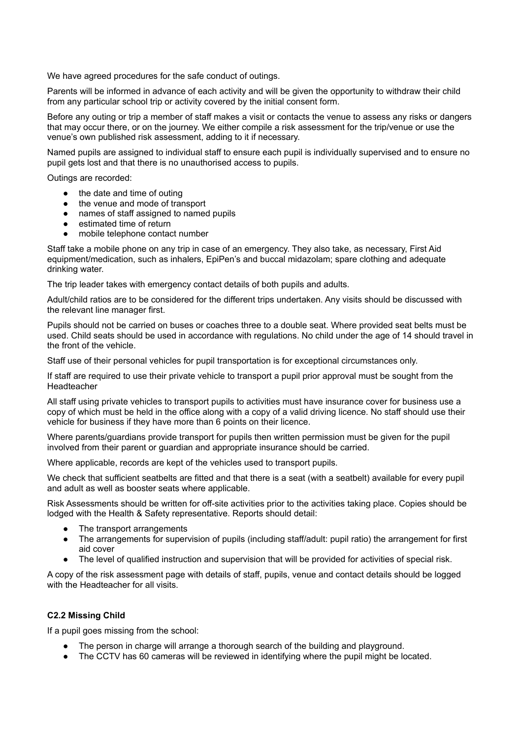We have agreed procedures for the safe conduct of outings.

Parents will be informed in advance of each activity and will be given the opportunity to withdraw their child from any particular school trip or activity covered by the initial consent form.

Before any outing or trip a member of staff makes a visit or contacts the venue to assess any risks or dangers that may occur there, or on the journey. We either compile a risk assessment for the trip/venue or use the venue's own published risk assessment, adding to it if necessary.

Named pupils are assigned to individual staff to ensure each pupil is individually supervised and to ensure no pupil gets lost and that there is no unauthorised access to pupils.

Outings are recorded:

- the date and time of outing
- the venue and mode of transport
- names of staff assigned to named pupils
- estimated time of return
- mobile telephone contact number

Staff take a mobile phone on any trip in case of an emergency. They also take, as necessary, First Aid equipment/medication, such as inhalers, EpiPen's and buccal midazolam; spare clothing and adequate drinking water.

The trip leader takes with emergency contact details of both pupils and adults.

Adult/child ratios are to be considered for the different trips undertaken. Any visits should be discussed with the relevant line manager first.

Pupils should not be carried on buses or coaches three to a double seat. Where provided seat belts must be used. Child seats should be used in accordance with regulations. No child under the age of 14 should travel in the front of the vehicle.

Staff use of their personal vehicles for pupil transportation is for exceptional circumstances only.

If staff are required to use their private vehicle to transport a pupil prior approval must be sought from the Headteacher

All staff using private vehicles to transport pupils to activities must have insurance cover for business use a copy of which must be held in the office along with a copy of a valid driving licence. No staff should use their vehicle for business if they have more than 6 points on their licence.

Where parents/guardians provide transport for pupils then written permission must be given for the pupil involved from their parent or guardian and appropriate insurance should be carried.

Where applicable, records are kept of the vehicles used to transport pupils.

We check that sufficient seatbelts are fitted and that there is a seat (with a seatbelt) available for every pupil and adult as well as booster seats where applicable.

Risk Assessments should be written for off-site activities prior to the activities taking place. Copies should be lodged with the Health & Safety representative. Reports should detail:

- The transport arrangements
- The arrangements for supervision of pupils (including staff/adult: pupil ratio) the arrangement for first aid cover
- The level of qualified instruction and supervision that will be provided for activities of special risk.

A copy of the risk assessment page with details of staff, pupils, venue and contact details should be logged with the Headteacher for all visits.

#### C2.2 Missing Child

If a pupil goes missing from the school:

- The person in charge will arrange a thorough search of the building and playground.
- The CCTV has 60 cameras will be reviewed in identifying where the pupil might be located.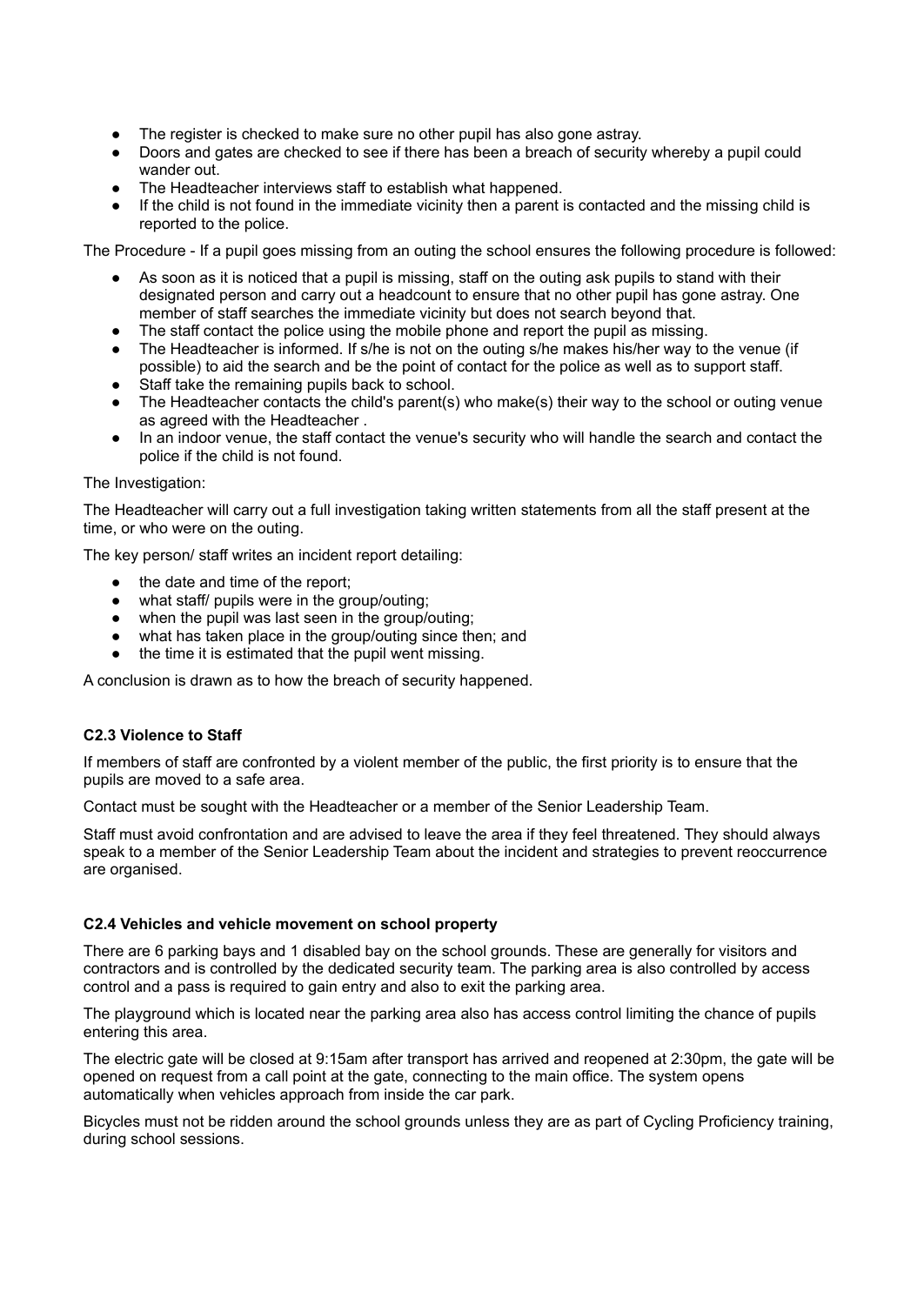- The register is checked to make sure no other pupil has also gone astray.
- Doors and gates are checked to see if there has been a breach of security whereby a pupil could wander out.
- The Headteacher interviews staff to establish what happened.
- If the child is not found in the immediate vicinity then a parent is contacted and the missing child is reported to the police.

The Procedure - If a pupil goes missing from an outing the school ensures the following procedure is followed:

- As soon as it is noticed that a pupil is missing, staff on the outing ask pupils to stand with their designated person and carry out a headcount to ensure that no other pupil has gone astray. One member of staff searches the immediate vicinity but does not search beyond that.
- The staff contact the police using the mobile phone and report the pupil as missing.
- The Headteacher is informed. If s/he is not on the outing s/he makes his/her way to the venue (if possible) to aid the search and be the point of contact for the police as well as to support staff.
- Staff take the remaining pupils back to school.
- The Headteacher contacts the child's parent(s) who make(s) their way to the school or outing venue as agreed with the Headteacher .
- In an indoor venue, the staff contact the venue's security who will handle the search and contact the police if the child is not found.

The Investigation:

The Headteacher will carry out a full investigation taking written statements from all the staff present at the time, or who were on the outing.

The key person/ staff writes an incident report detailing:

- the date and time of the report;
- what staff/ pupils were in the group/outing;
- when the pupil was last seen in the group/outing;
- what has taken place in the group/outing since then; and
- the time it is estimated that the pupil went missing.

A conclusion is drawn as to how the breach of security happened.

#### C2.3 Violence to Staff

If members of staff are confronted by a violent member of the public, the first priority is to ensure that the pupils are moved to a safe area.

Contact must be sought with the Headteacher or a member of the Senior Leadership Team.

Staff must avoid confrontation and are advised to leave the area if they feel threatened. They should always speak to a member of the Senior Leadership Team about the incident and strategies to prevent reoccurrence are organised.

#### C2.4 Vehicles and vehicle movement on school property

There are 6 parking bays and 1 disabled bay on the school grounds. These are generally for visitors and contractors and is controlled by the dedicated security team. The parking area is also controlled by access control and a pass is required to gain entry and also to exit the parking area.

The playground which is located near the parking area also has access control limiting the chance of pupils entering this area.

The electric gate will be closed at 9:15am after transport has arrived and reopened at 2:30pm, the gate will be opened on request from a call point at the gate, connecting to the main office. The system opens automatically when vehicles approach from inside the car park.

Bicycles must not be ridden around the school grounds unless they are as part of Cycling Proficiency training, during school sessions.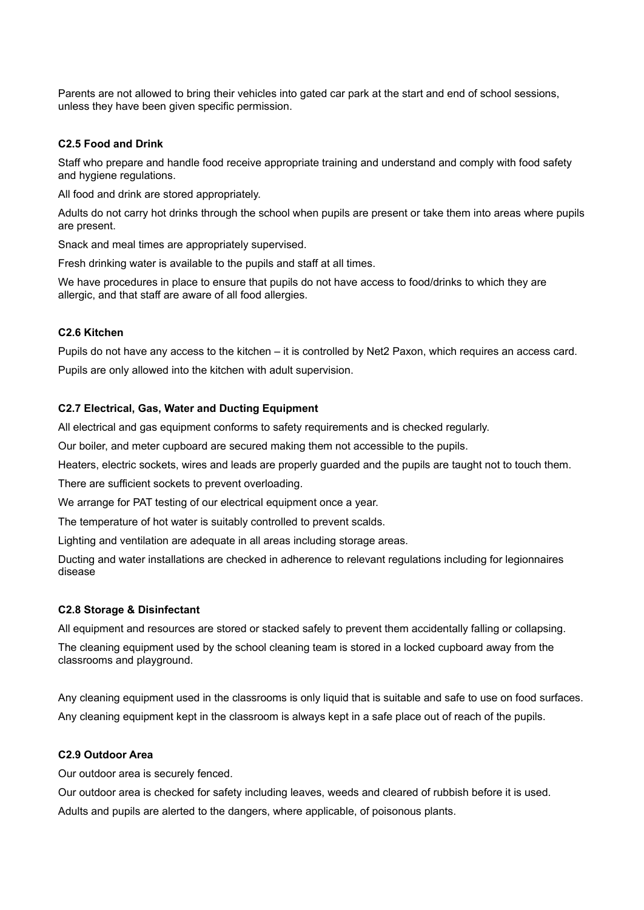Parents are not allowed to bring their vehicles into gated car park at the start and end of school sessions, unless they have been given specific permission.

#### C2.5 Food and Drink

Staff who prepare and handle food receive appropriate training and understand and comply with food safety and hygiene regulations.

All food and drink are stored appropriately.

Adults do not carry hot drinks through the school when pupils are present or take them into areas where pupils are present.

Snack and meal times are appropriately supervised.

Fresh drinking water is available to the pupils and staff at all times.

We have procedures in place to ensure that pupils do not have access to food/drinks to which they are allergic, and that staff are aware of all food allergies.

#### C2.6 Kitchen

Pupils do not have any access to the kitchen – it is controlled by Net2 Paxon, which requires an access card.

Pupils are only allowed into the kitchen with adult supervision.

#### C2.7 Electrical, Gas, Water and Ducting Equipment

All electrical and gas equipment conforms to safety requirements and is checked regularly.

Our boiler, and meter cupboard are secured making them not accessible to the pupils.

Heaters, electric sockets, wires and leads are properly guarded and the pupils are taught not to touch them.

There are sufficient sockets to prevent overloading.

We arrange for PAT testing of our electrical equipment once a year.

The temperature of hot water is suitably controlled to prevent scalds.

Lighting and ventilation are adequate in all areas including storage areas.

Ducting and water installations are checked in adherence to relevant regulations including for legionnaires disease

#### C2.8 Storage & Disinfectant

All equipment and resources are stored or stacked safely to prevent them accidentally falling or collapsing.

The cleaning equipment used by the school cleaning team is stored in a locked cupboard away from the classrooms and playground.

Any cleaning equipment used in the classrooms is only liquid that is suitable and safe to use on food surfaces.

Any cleaning equipment kept in the classroom is always kept in a safe place out of reach of the pupils.

#### C2.9 Outdoor Area

Our outdoor area is securely fenced.

Our outdoor area is checked for safety including leaves, weeds and cleared of rubbish before it is used.

Adults and pupils are alerted to the dangers, where applicable, of poisonous plants.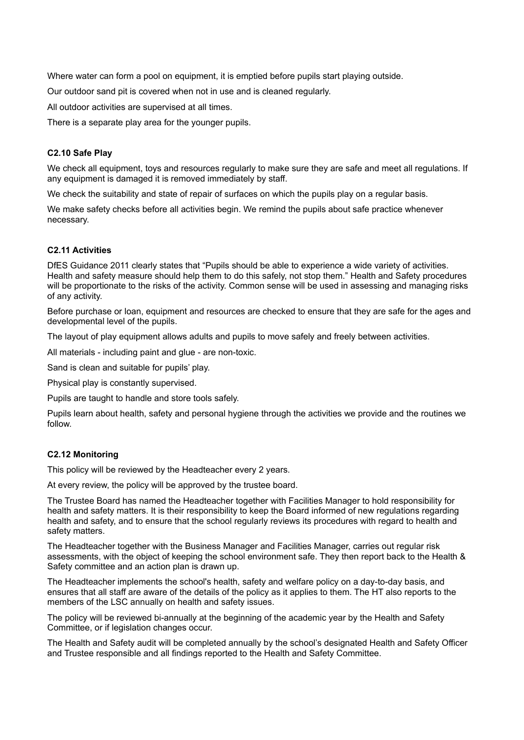Where water can form a pool on equipment, it is emptied before pupils start playing outside.

Our outdoor sand pit is covered when not in use and is cleaned regularly.

All outdoor activities are supervised at all times.

There is a separate play area for the younger pupils.

#### C2.10 Safe Play

We check all equipment, toys and resources regularly to make sure they are safe and meet all regulations. If any equipment is damaged it is removed immediately by staff.

We check the suitability and state of repair of surfaces on which the pupils play on a regular basis.

We make safety checks before all activities begin. We remind the pupils about safe practice whenever necessary.

#### C2.11 Activities

DfES Guidance 2011 clearly states that "Pupils should be able to experience a wide variety of activities. Health and safety measure should help them to do this safely, not stop them." Health and Safety procedures will be proportionate to the risks of the activity. Common sense will be used in assessing and managing risks of any activity.

Before purchase or loan, equipment and resources are checked to ensure that they are safe for the ages and developmental level of the pupils.

The layout of play equipment allows adults and pupils to move safely and freely between activities.

All materials - including paint and glue - are non-toxic.

Sand is clean and suitable for pupils' play.

Physical play is constantly supervised.

Pupils are taught to handle and store tools safely.

Pupils learn about health, safety and personal hygiene through the activities we provide and the routines we follow.

#### C2.12 Monitoring

This policy will be reviewed by the Headteacher every 2 years.

At every review, the policy will be approved by the trustee board.

The Trustee Board has named the Headteacher together with Facilities Manager to hold responsibility for health and safety matters. It is their responsibility to keep the Board informed of new regulations regarding health and safety, and to ensure that the school regularly reviews its procedures with regard to health and safety matters.

The Headteacher together with the Business Manager and Facilities Manager, carries out regular risk assessments, with the object of keeping the school environment safe. They then report back to the Health & Safety committee and an action plan is drawn up.

The Headteacher implements the school's health, safety and welfare policy on a day-to-day basis, and ensures that all staff are aware of the details of the policy as it applies to them. The HT also reports to the members of the LSC annually on health and safety issues.

The policy will be reviewed bi-annually at the beginning of the academic year by the Health and Safety Committee, or if legislation changes occur.

The Health and Safety audit will be completed annually by the school's designated Health and Safety Officer and Trustee responsible and all findings reported to the Health and Safety Committee.